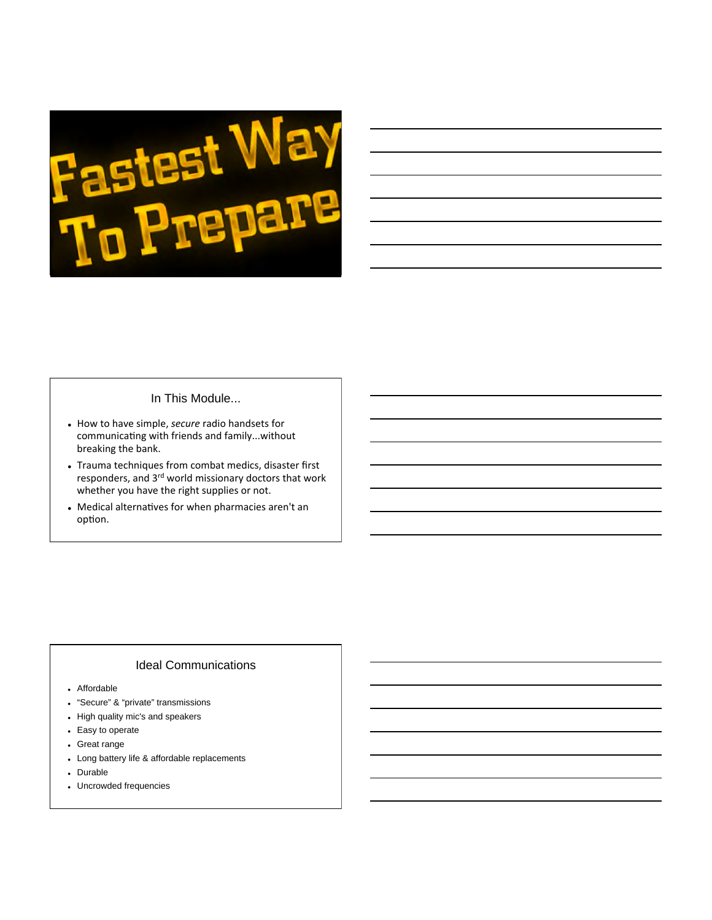# Fastest Way To Prepare

## In This Module...

- How to have simple, *secure* radio handsets for communicating with friends and family...without breaking the bank.
- Trauma techniques from combat medics, disaster first responders, and 3rd world missionary doctors that work whether you have the right supplies or not.
- Medical alternatives for when pharmacies aren't an option.

## Ideal Communications

- Affordable
- "Secure" & "private" transmissions
- High quality mic's and speakers
- Easy to operate
- Great range
- Long battery life & affordable replacements
- Durable
- Uncrowded frequencies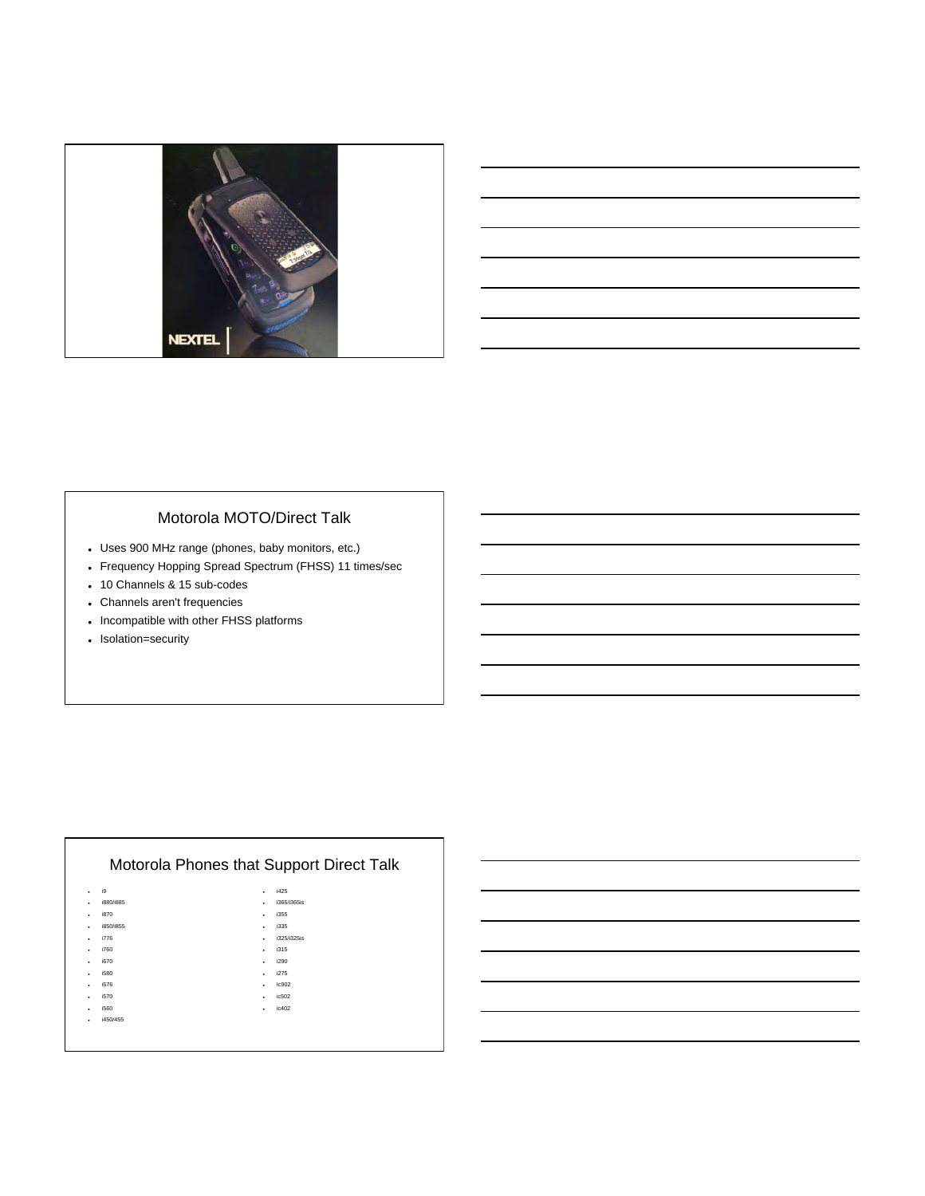## Motorola MOTO/Direct Talk

- Uses 900 MHz range (phones, baby monitors, etc.)
- Frequency Hopping Spread Spectrum (FHSS) 11 times/sec
- 10 Channels & 15 sub-codes
- Channels aren't frequencies
- Incompatible with other FHSS platforms
- Isolation=security

## Motorola Phones that Support Direct Talk

- i9
- i880/i885
- i870
- i850/i855
- i776
- i760
- i670
- i580
- i576
- i570
- i560
- i450/455
- i425
- i365/i365is
- i355
- i335
- i325/i325is
- i315
- i290
- i275
- Ic902
- ic502
- ic402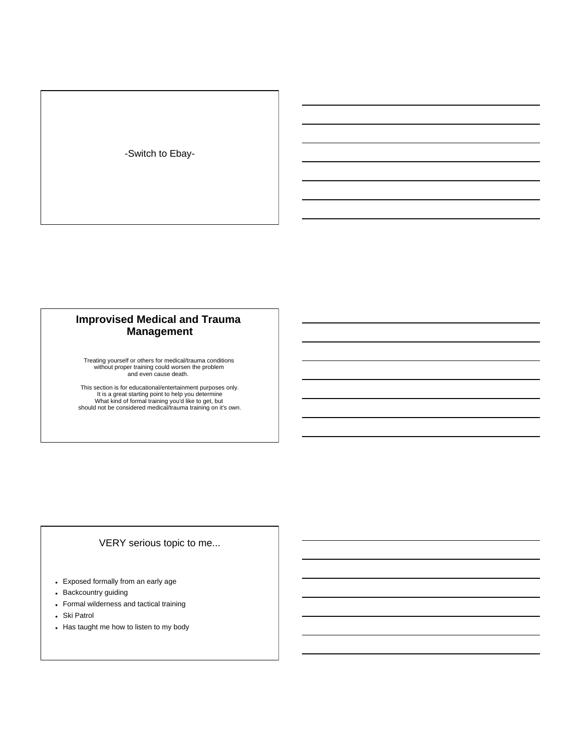-Switch to Ebay-

## Improvised Medical and Trauma Management

Treating yourself or others for medical/trauma conditions without proper training could worsen the problem and even cause death.

This section is for educational/entertainment purposes only. It is a great starting point to help you determine What kind of formal training you'd like to get, but should not be considered medical/trauma training on it's own.

## VERY serious topic to me...

- Exposed formally from an early age
- Backcountry guiding
- Formal wilderness and tactical training
- Ski Patrol
- Has taught me how to listen to my body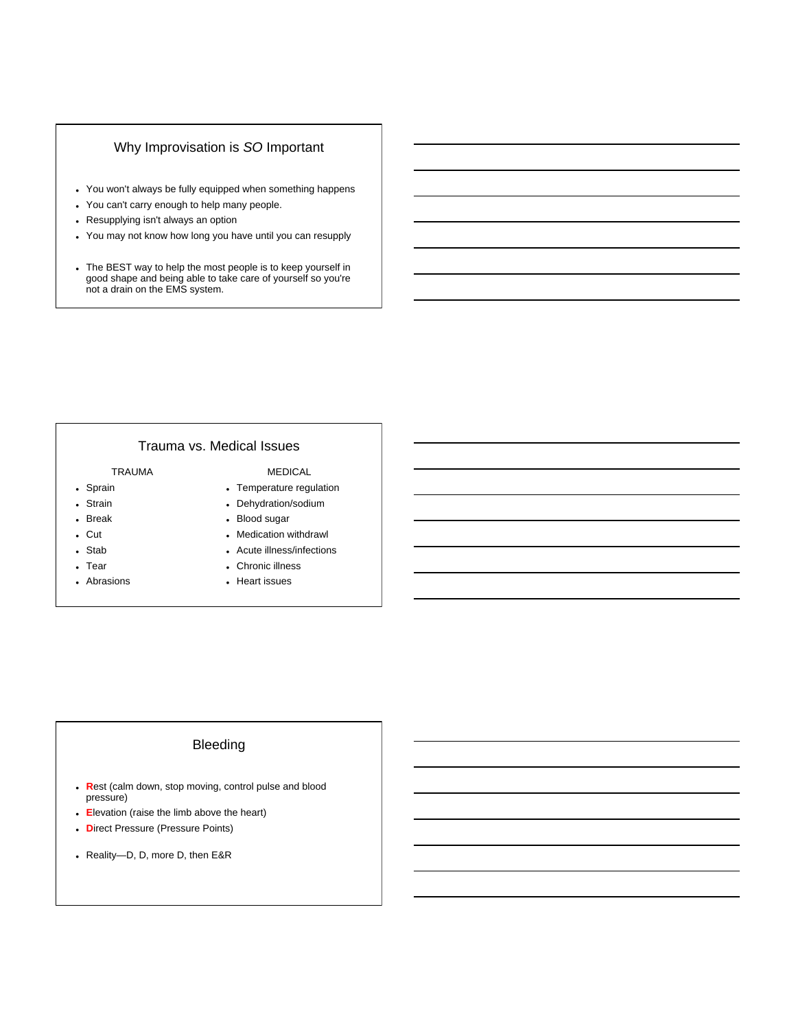## Why Improvisation is *SO* Important

- You won't always be fully equipped when something happens
- You can't carry enough to help many people.
- Resupplying isn't always an option
- You may not know how long you have until you can resupply

- The BEST way to help the most people is to keep yourself in good shape and being able to take care of yourself so you're not a drain on the EMS system.

## Trauma vs. Medical Issues

| TRAUMA | MEDICAL |
|---|---|
| Sprain | Temperature regulation |
| Strain | Dehydration/sodium |
| Break | Blood sugar |
| Cut | Medication withdrawl |
| Stab | Acute illness/infections |
| Tear | Chronic illness |
| Abrasions | Heart issues |

## Bleeding

- **R**est (calm down, stop moving, control pulse and blood pressure)
- **E**levation (raise the limb above the heart)
- **D**irect Pressure (Pressure Points)

- Reality—D, D, more D, then E&R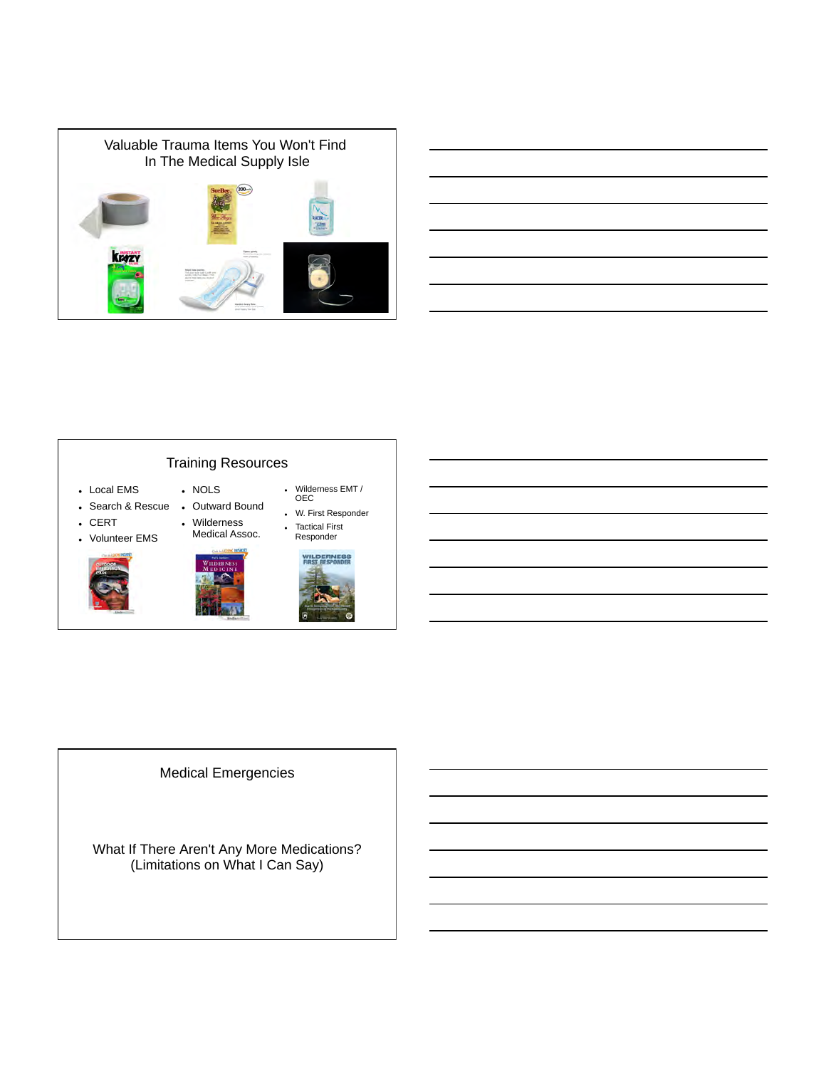## Valuable Trauma Items You Won't Find In The Medical Supply Isle

## Training Resources

- Local EMS
- Search & Rescue
- CERT
- Volunteer EMS

- NOLS
- Outward Bound
- Wilderness Medical Assoc.

- Wilderness EMT / OEC
- W. First Responder
- Tactical First Responder

## Medical Emergencies

What If There Aren't Any More Medications?
(Limitations on What I Can Say)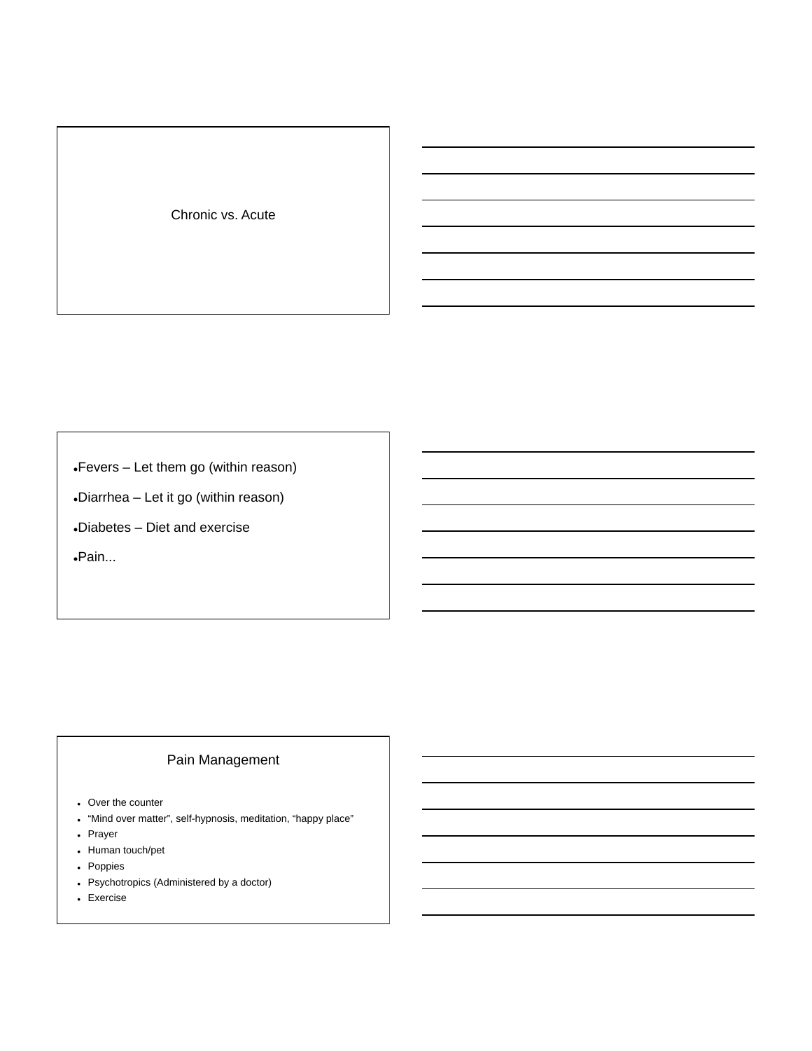Chronic vs. Acute

- Fevers – Let them go (within reason)
- Diarrhea – Let it go (within reason)
- Diabetes – Diet and exercise
- Pain...

## Pain Management

- Over the counter
- “Mind over matter”, self-hypnosis, meditation, “happy place”
- Prayer
- Human touch/pet
- Poppies
- Psychotropics (Administered by a doctor)
- Exercise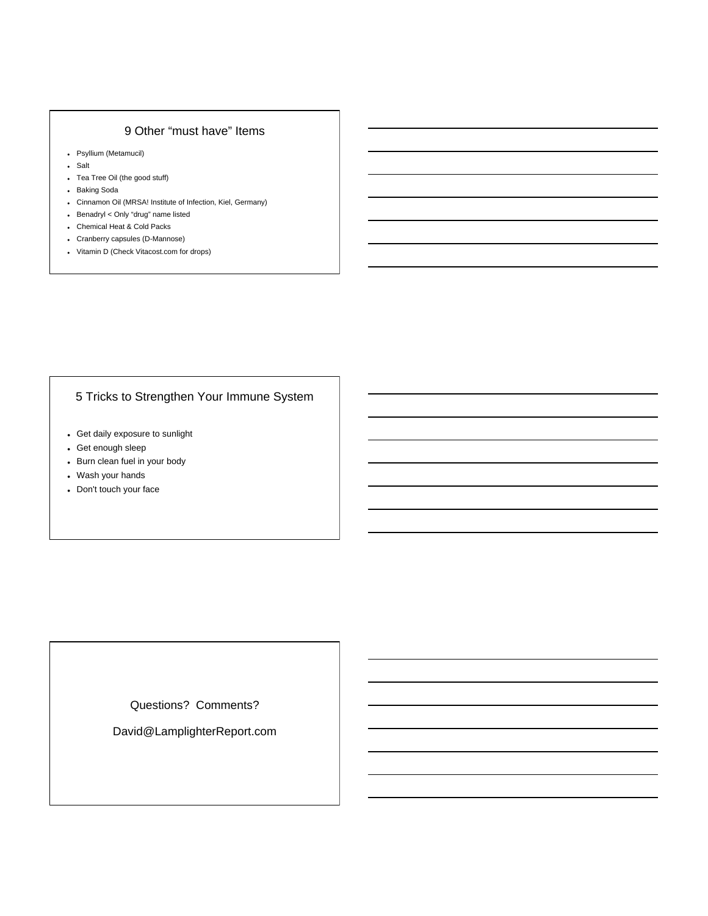## 9 Other “must have” Items

- Psyllium (Metamucil)
- Salt
- Tea Tree Oil (the good stuff)
- Baking Soda
- Cinnamon Oil (MRSA! Institute of Infection, Kiel, Germany)
- Benadryl < Only “drug” name listed
- Chemical Heat & Cold Packs
- Cranberry capsules (D-Mannose)
- Vitamin D (Check Vitacost.com for drops)

## 5 Tricks to Strengthen Your Immune System

- Get daily exposure to sunlight
- Get enough sleep
- Burn clean fuel in your body
- Wash your hands
- Don't touch your face

Questions? Comments?

David@LamplighterReport.com